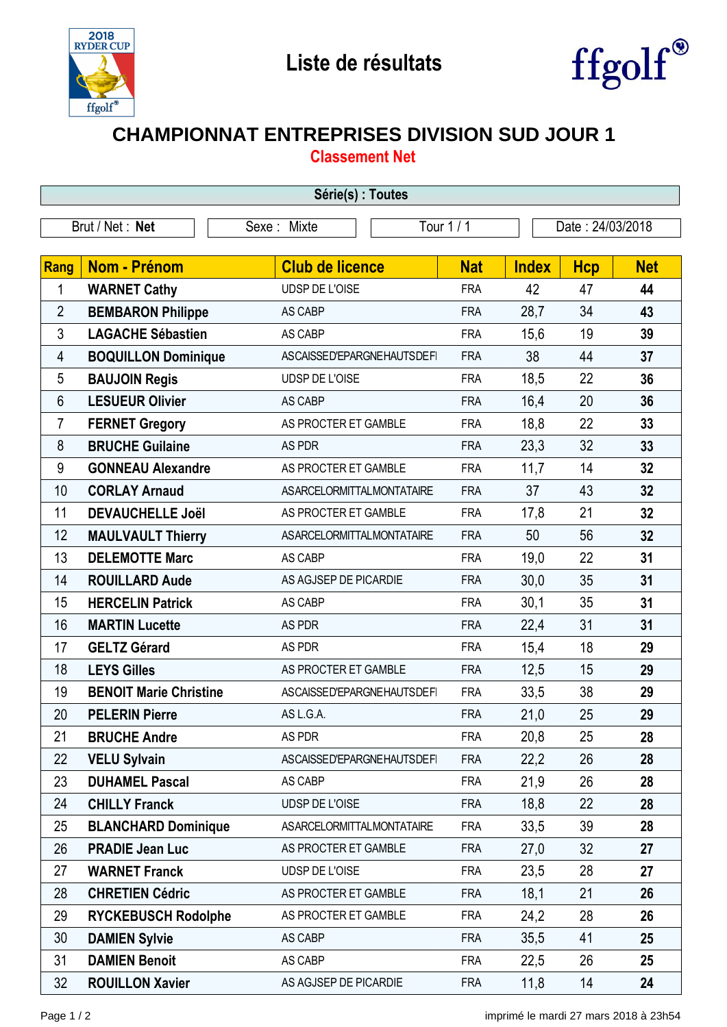Liste de résultats

# CHAMPIONNAT ENTREPRISES DIVISION SUD JOUR 1

## Classement Net

**Série(s) : Toutes**

| Brut / Net : **Net** | Sexe : Mixte | Tour 1 / 1 | Date : 24/03/2018 |
|---|---|---|---|

| Rang | Nom - Prénom | Club de licence | Nat | Index | Hcp | Net |
|---|---|---|---|---|---|---|
| 1 | **WARNET Cathy** | UDSP DE L'OISE | FRA | 42 | 47 | **44** |
| 2 | **BEMBARON Philippe** | AS CABP | FRA | 28,7 | 34 | **43** |
| 3 | **LAGACHE Sébastien** | AS CABP | FRA | 15,6 | 19 | **39** |
| 4 | **BOQUILLON Dominique** | ASCAISSED'EPARGNEHAUTSDEFI | FRA | 38 | 44 | **37** |
| 5 | **BAUJOIN Regis** | UDSP DE L'OISE | FRA | 18,5 | 22 | **36** |
| 6 | **LESUEUR Olivier** | AS CABP | FRA | 16,4 | 20 | **36** |
| 7 | **FERNET Gregory** | AS PROCTER ET GAMBLE | FRA | 18,8 | 22 | **33** |
| 8 | **BRUCHE Guilaine** | AS PDR | FRA | 23,3 | 32 | **33** |
| 9 | **GONNEAU Alexandre** | AS PROCTER ET GAMBLE | FRA | 11,7 | 14 | **32** |
| 10 | **CORLAY Arnaud** | ASARCELORMITTALMONTATAIRE | FRA | 37 | 43 | **32** |
| 11 | **DEVAUCHELLE Joël** | AS PROCTER ET GAMBLE | FRA | 17,8 | 21 | **32** |
| 12 | **MAULVAULT Thierry** | ASARCELORMITTALMONTATAIRE | FRA | 50 | 56 | **32** |
| 13 | **DELEMOTTE Marc** | AS CABP | FRA | 19,0 | 22 | **31** |
| 14 | **ROUILLARD Aude** | AS AGJSEP DE PICARDIE | FRA | 30,0 | 35 | **31** |
| 15 | **HERCELIN Patrick** | AS CABP | FRA | 30,1 | 35 | **31** |
| 16 | **MARTIN Lucette** | AS PDR | FRA | 22,4 | 31 | **31** |
| 17 | **GELTZ Gérard** | AS PDR | FRA | 15,4 | 18 | **29** |
| 18 | **LEYS Gilles** | AS PROCTER ET GAMBLE | FRA | 12,5 | 15 | **29** |
| 19 | **BENOIT Marie Christine** | ASCAISSED'EPARGNEHAUTSDEFI | FRA | 33,5 | 38 | **29** |
| 20 | **PELERIN Pierre** | AS L.G.A. | FRA | 21,0 | 25 | **29** |
| 21 | **BRUCHE Andre** | AS PDR | FRA | 20,8 | 25 | **28** |
| 22 | **VELU Sylvain** | ASCAISSED'EPARGNEHAUTSDEFI | FRA | 22,2 | 26 | **28** |
| 23 | **DUHAMEL Pascal** | AS CABP | FRA | 21,9 | 26 | **28** |
| 24 | **CHILLY Franck** | UDSP DE L'OISE | FRA | 18,8 | 22 | **28** |
| 25 | **BLANCHARD Dominique** | ASARCELORMITTALMONTATAIRE | FRA | 33,5 | 39 | **28** |
| 26 | **PRADIE Jean Luc** | AS PROCTER ET GAMBLE | FRA | 27,0 | 32 | **27** |
| 27 | **WARNET Franck** | UDSP DE L'OISE | FRA | 23,5 | 28 | **27** |
| 28 | **CHRETIEN Cédric** | AS PROCTER ET GAMBLE | FRA | 18,1 | 21 | **26** |
| 29 | **RYCKEBUSCH Rodolphe** | AS PROCTER ET GAMBLE | FRA | 24,2 | 28 | **26** |
| 30 | **DAMIEN Sylvie** | AS CABP | FRA | 35,5 | 41 | **25** |
| 31 | **DAMIEN Benoit** | AS CABP | FRA | 22,5 | 26 | **25** |
| 32 | **ROUILLON Xavier** | AS AGJSEP DE PICARDIE | FRA | 11,8 | 14 | **24** |

imprimé le mardi 27 mars 2018 à 23h54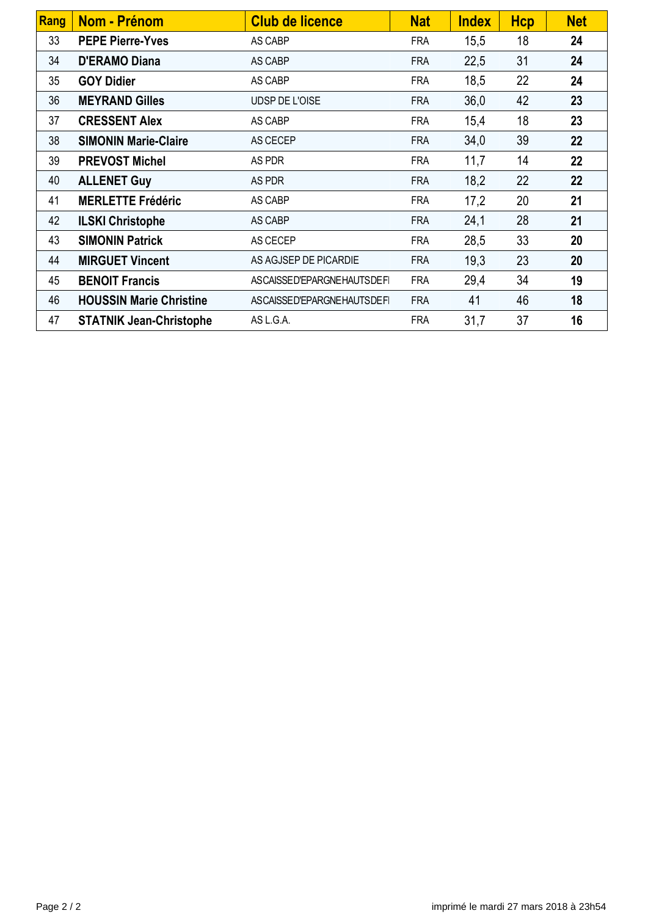| Rang | Nom - Prénom | Club de licence | Nat | Index | Hcp | Net |
|---|---|---|---|---|---|---|
| 33 | **PEPE Pierre-Yves** | AS CABP | FRA | 15,5 | 18 | **24** |
| 34 | **D'ERAMO Diana** | AS CABP | FRA | 22,5 | 31 | **24** |
| 35 | **GOY Didier** | AS CABP | FRA | 18,5 | 22 | **24** |
| 36 | **MEYRAND Gilles** | UDSP DE L'OISE | FRA | 36,0 | 42 | **23** |
| 37 | **CRESSENT Alex** | AS CABP | FRA | 15,4 | 18 | **23** |
| 38 | **SIMONIN Marie-Claire** | AS CECEP | FRA | 34,0 | 39 | **22** |
| 39 | **PREVOST Michel** | AS PDR | FRA | 11,7 | 14 | **22** |
| 40 | **ALLENET Guy** | AS PDR | FRA | 18,2 | 22 | **22** |
| 41 | **MERLETTE Frédéric** | AS CABP | FRA | 17,2 | 20 | **21** |
| 42 | **ILSKI Christophe** | AS CABP | FRA | 24,1 | 28 | **21** |
| 43 | **SIMONIN Patrick** | AS CECEP | FRA | 28,5 | 33 | **20** |
| 44 | **MIRGUET Vincent** | AS AGJSEP DE PICARDIE | FRA | 19,3 | 23 | **20** |
| 45 | **BENOIT Francis** | ASCAISSED'EPARGNEHAUTSDEFI | FRA | 29,4 | 34 | **19** |
| 46 | **HOUSSIN Marie Christine** | ASCAISSED'EPARGNEHAUTSDEFI | FRA | 41 | 46 | **18** |
| 47 | **STATNIK Jean-Christophe** | AS L.G.A. | FRA | 31,7 | 37 | **16** |

imprimé le mardi 27 mars 2018 à 23h54